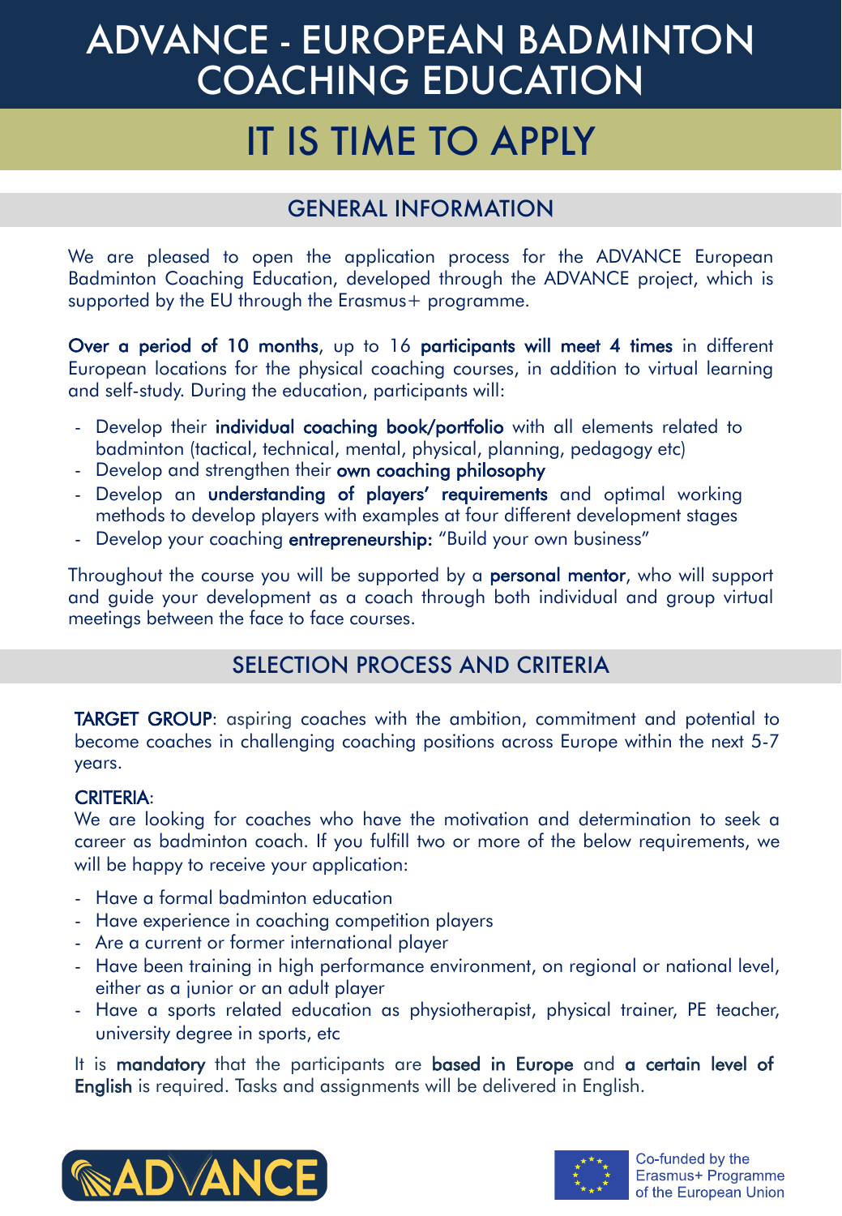# ADVANCE - EUROPEAN BADMINTON COACHING EDUCATION

# IT IS TIME TO APPLY

## GENERAL INFORMATION

We are pleased to open the application process for the ADVANCE European Badminton Coaching Education, developed through the ADVANCE project, which is supported by the EU through the Erasmus+ programme.

**Over a period of 10 months**, up to 16 **participants will meet 4 times** in different European locations for the physical coaching courses, in addition to virtual learning and self-study. During the education, participants will:

- Develop their **individual coaching book/portfolio** with all elements related to badminton (tactical, technical, mental, physical, planning, pedagogy etc)
- Develop and strengthen their **own coaching philosophy**
- Develop an **understanding of players' requirements** and optimal working methods to develop players with examples at four different development stages
- Develop your coaching **entrepreneurship:** "Build your own business"

Throughout the course you will be supported by a **personal mentor**, who will support and guide your development as a coach through both individual and group virtual meetings between the face to face courses.

## SELECTION PROCESS AND CRITERIA

**TARGET GROUP**: aspiring coaches with the ambition, commitment and potential to become coaches in challenging coaching positions across Europe within the next 5-7 years.

**CRITERIA**:
We are looking for coaches who have the motivation and determination to seek a career as badminton coach. If you fulfill two or more of the below requirements, we will be happy to receive your application:

- Have a formal badminton education
- Have experience in coaching competition players
- Are a current or former international player
- Have been training in high performance environment, on regional or national level, either as a junior or an adult player
- Have a sports related education as physiotherapist, physical trainer, PE teacher, university degree in sports, etc

It is **mandatory** that the participants are **based in Europe** and **a certain level of English** is required. Tasks and assignments will be delivered in English.

ADVANCE

Co-funded by the Erasmus+ Programme of the European Union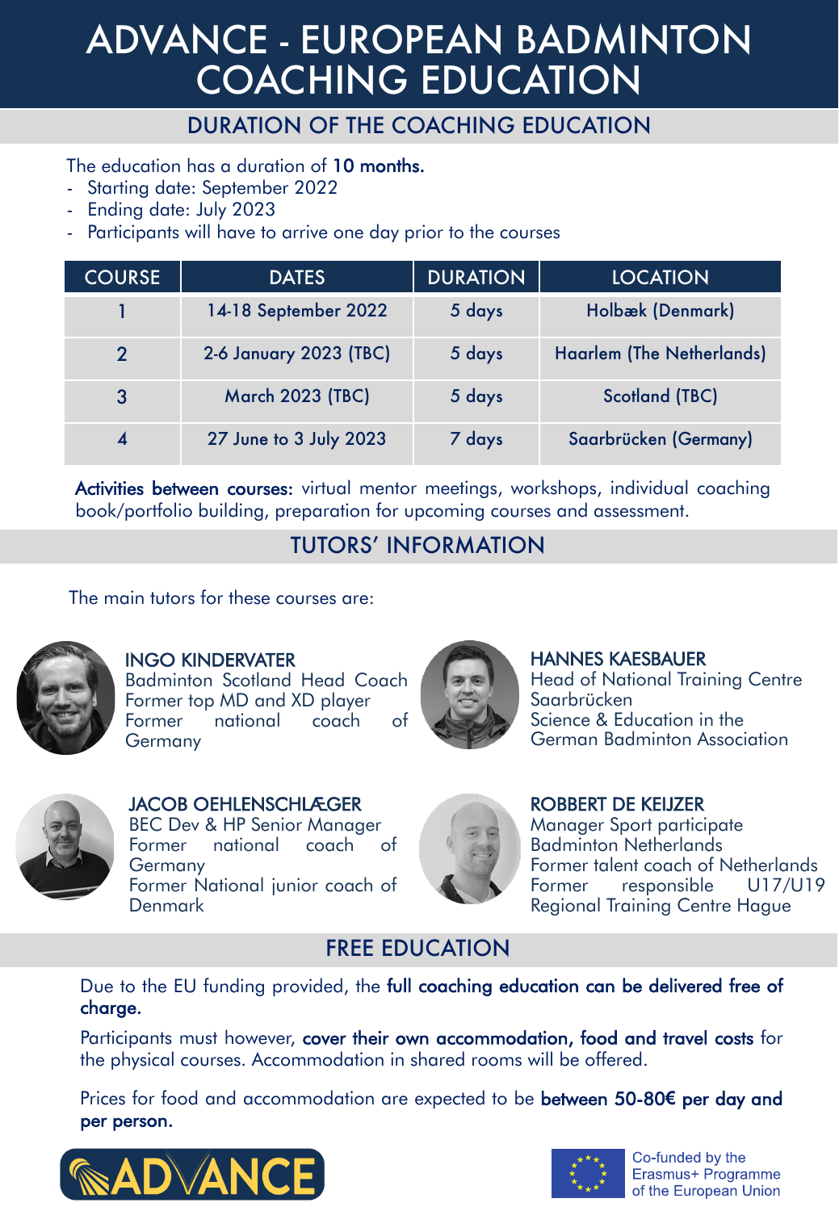# ADVANCE - EUROPEAN BADMINTON COACHING EDUCATION

## DURATION OF THE COACHING EDUCATION

The education has a duration of **10 months.**

- Starting date: September 2022
- Ending date: July 2023
- Participants will have to arrive one day prior to the courses

| COURSE | DATES | DURATION | LOCATION |
|---|---|---|---|
| 1 | 14-18 September 2022 | 5 days | Holbæk (Denmark) |
| 2 | 2-6 January 2023 (TBC) | 5 days | Haarlem (The Netherlands) |
| 3 | March 2023 (TBC) | 5 days | Scotland (TBC) |
| 4 | 27 June to 3 July 2023 | 7 days | Saarbrücken (Germany) |

**Activities between courses:** virtual mentor meetings, workshops, individual coaching book/portfolio building, preparation for upcoming courses and assessment.

## TUTORS' INFORMATION

The main tutors for these courses are:

**INGO KINDERVATER**
Badminton Scotland Head Coach
Former top MD and XD player
Former national coach of Germany

**HANNES KAESBAUER**
Head of National Training Centre Saarbrücken
Science & Education in the German Badminton Association

**JACOB OEHLENSCHLÆGER**
BEC Dev & HP Senior Manager
Former national coach of Germany
Former National junior coach of Denmark

**ROBBERT DE KEIJZER**
Manager Sport participate Badminton Netherlands
Former talent coach of Netherlands
Former responsible U17/U19 Regional Training Centre Hague

## FREE EDUCATION

Due to the EU funding provided, the **full coaching education can be delivered free of charge.**

Participants must however, **cover their own accommodation, food and travel costs** for the physical courses. Accommodation in shared rooms will be offered.

Prices for food and accommodation are expected to be **between 50-80€ per day and per person.**

ADVANCE

Co-funded by the Erasmus+ Programme of the European Union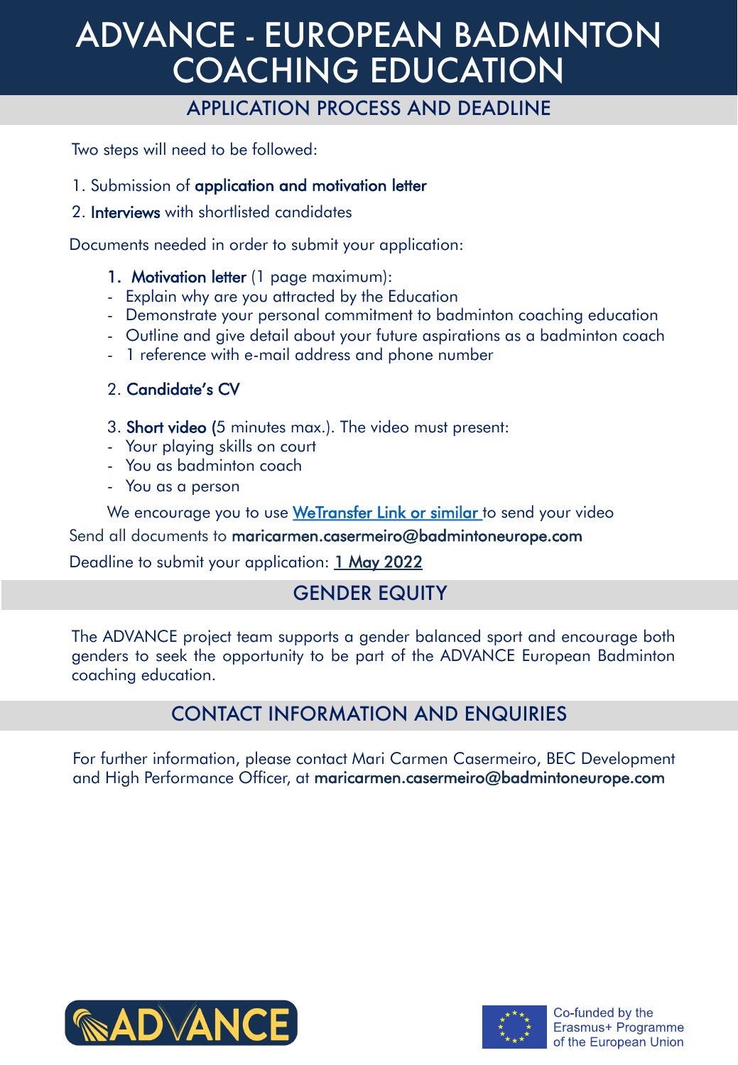# ADVANCE - EUROPEAN BADMINTON COACHING EDUCATION

## APPLICATION PROCESS AND DEADLINE

Two steps will need to be followed:

1. Submission of **application and motivation letter**
2. **Interviews** with shortlisted candidates

Documents needed in order to submit your application:

1. **Motivation letter** (1 page maximum):
   - Explain why are you attracted by the Education
   - Demonstrate your personal commitment to badminton coaching education
   - Outline and give detail about your future aspirations as a badminton coach
   - 1 reference with e-mail address and phone number

2. **Candidate's CV**

3. **Short video** (5 minutes max.). The video must present:
   - Your playing skills on court
   - You as badminton coach
   - You as a person

   We encourage you to use WeTransfer Link or similar to send your video

Send all documents to **maricarmen.casermeiro@badmintoneurope.com**

Deadline to submit your application: 1 May 2022

## GENDER EQUITY

The ADVANCE project team supports a gender balanced sport and encourage both genders to seek the opportunity to be part of the ADVANCE European Badminton coaching education.

## CONTACT INFORMATION AND ENQUIRIES

For further information, please contact Mari Carmen Casermeiro, BEC Development and High Performance Officer, at **maricarmen.casermeiro@badmintoneurope.com**

ADVANCE

Co-funded by the Erasmus+ Programme of the European Union